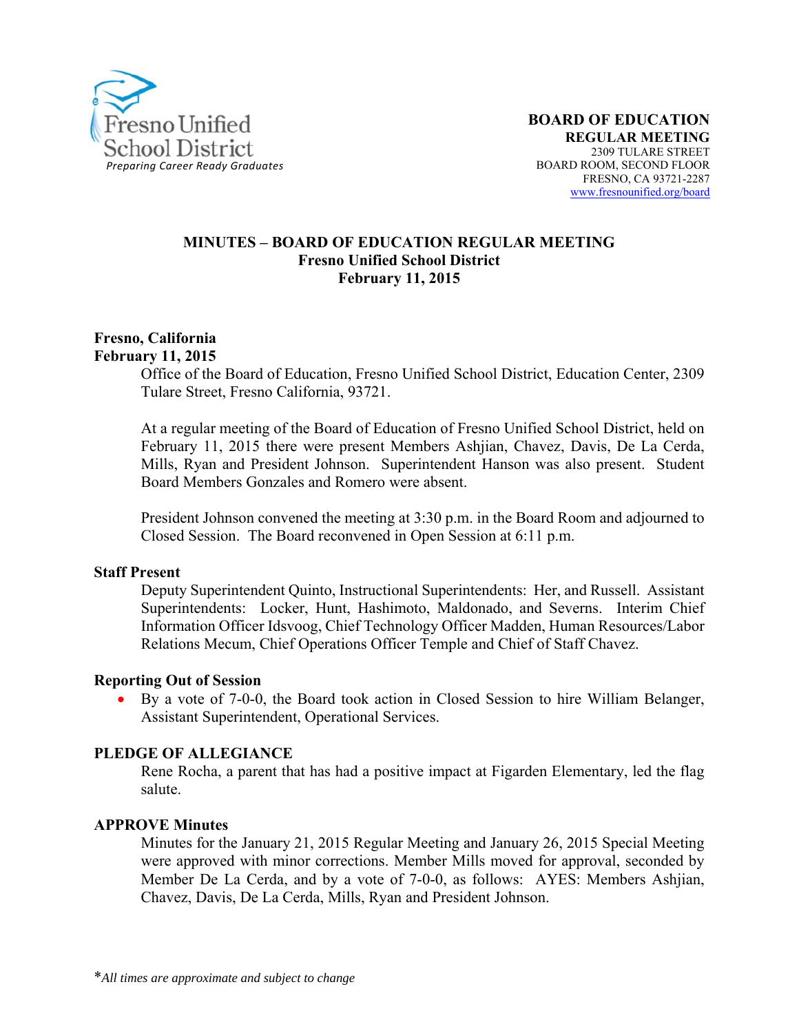Fresno Unified School District
*Preparing Career Ready Graduates*

**BOARD OF EDUCATION**
**REGULAR MEETING**
2309 TULARE STREET
BOARD ROOM, SECOND FLOOR
FRESNO, CA 93721-2287
www.fresnounified.org/board

# MINUTES – BOARD OF EDUCATION REGULAR MEETING
## Fresno Unified School District
## February 11, 2015

**Fresno, California**
**February 11, 2015**

Office of the Board of Education, Fresno Unified School District, Education Center, 2309 Tulare Street, Fresno California, 93721.

At a regular meeting of the Board of Education of Fresno Unified School District, held on February 11, 2015 there were present Members Ashjian, Chavez, Davis, De La Cerda, Mills, Ryan and President Johnson. Superintendent Hanson was also present. Student Board Members Gonzales and Romero were absent.

President Johnson convened the meeting at 3:30 p.m. in the Board Room and adjourned to Closed Session. The Board reconvened in Open Session at 6:11 p.m.

**Staff Present**

Deputy Superintendent Quinto, Instructional Superintendents: Her, and Russell. Assistant Superintendents: Locker, Hunt, Hashimoto, Maldonado, and Severns. Interim Chief Information Officer Idsvoog, Chief Technology Officer Madden, Human Resources/Labor Relations Mecum, Chief Operations Officer Temple and Chief of Staff Chavez.

**Reporting Out of Session**

- By a vote of 7-0-0, the Board took action in Closed Session to hire William Belanger, Assistant Superintendent, Operational Services.

**PLEDGE OF ALLEGIANCE**

Rene Rocha, a parent that has had a positive impact at Figarden Elementary, led the flag salute.

**APPROVE Minutes**

Minutes for the January 21, 2015 Regular Meeting and January 26, 2015 Special Meeting were approved with minor corrections. Member Mills moved for approval, seconded by Member De La Cerda, and by a vote of 7-0-0, as follows: AYES: Members Ashjian, Chavez, Davis, De La Cerda, Mills, Ryan and President Johnson.

*\*All times are approximate and subject to change*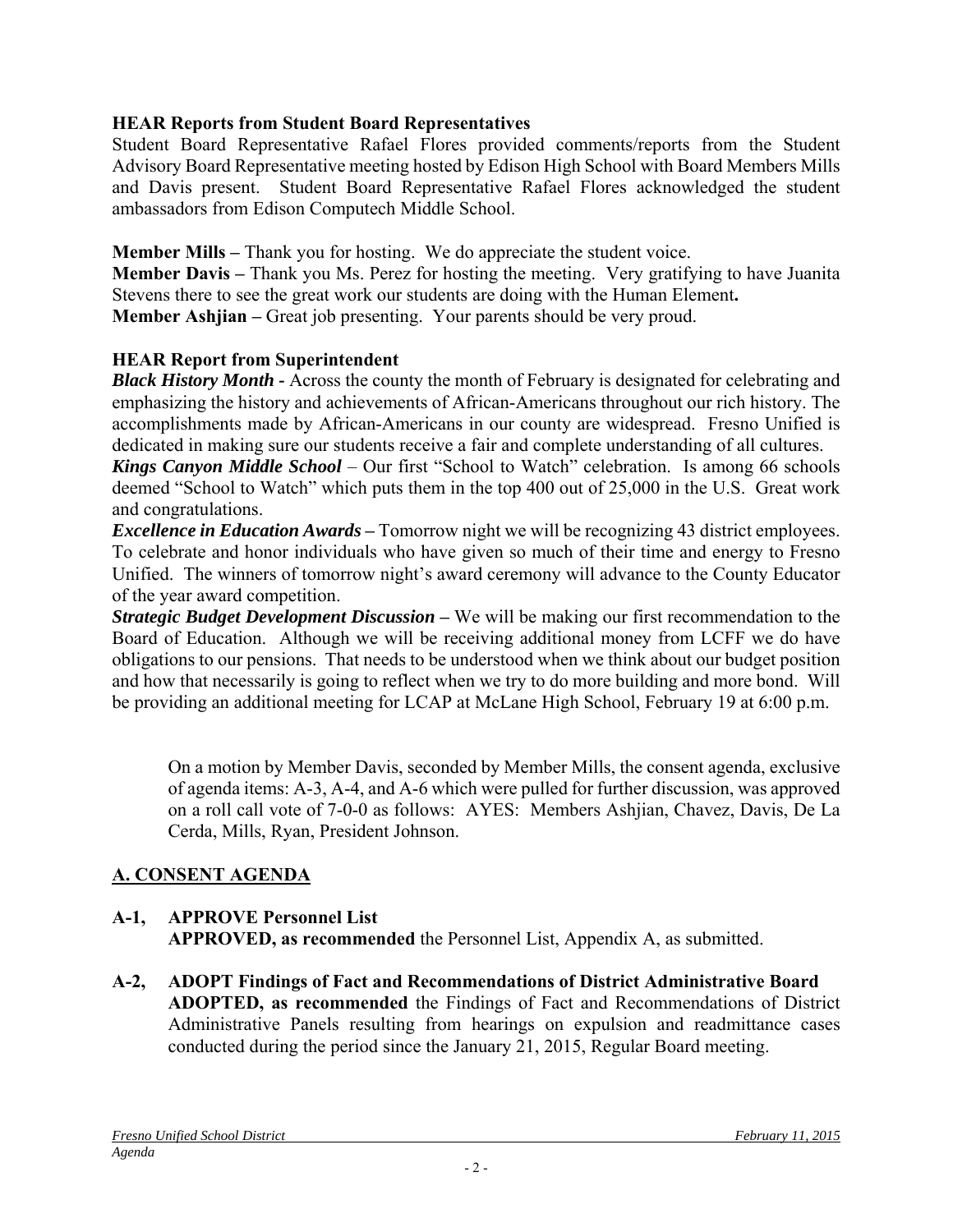**HEAR Reports from Student Board Representatives**

Student Board Representative Rafael Flores provided comments/reports from the Student Advisory Board Representative meeting hosted by Edison High School with Board Members Mills and Davis present. Student Board Representative Rafael Flores acknowledged the student ambassadors from Edison Computech Middle School.

**Member Mills –** Thank you for hosting. We do appreciate the student voice.
**Member Davis –** Thank you Ms. Perez for hosting the meeting. Very gratifying to have Juanita Stevens there to see the great work our students are doing with the Human Element**.**
**Member Ashjian –** Great job presenting. Your parents should be very proud.

**HEAR Report from Superintendent**

***Black History Month*** **-** Across the county the month of February is designated for celebrating and emphasizing the history and achievements of African-Americans throughout our rich history. The accomplishments made by African-Americans in our county are widespread. Fresno Unified is dedicated in making sure our students receive a fair and complete understanding of all cultures.
***Kings Canyon Middle School*** – Our first "School to Watch" celebration. Is among 66 schools deemed "School to Watch" which puts them in the top 400 out of 25,000 in the U.S. Great work and congratulations.
***Excellence in Education Awards –*** Tomorrow night we will be recognizing 43 district employees. To celebrate and honor individuals who have given so much of their time and energy to Fresno Unified. The winners of tomorrow night's award ceremony will advance to the County Educator of the year award competition.
***Strategic Budget Development Discussion –*** We will be making our first recommendation to the Board of Education. Although we will be receiving additional money from LCFF we do have obligations to our pensions. That needs to be understood when we think about our budget position and how that necessarily is going to reflect when we try to do more building and more bond. Will be providing an additional meeting for LCAP at McLane High School, February 19 at 6:00 p.m.

On a motion by Member Davis, seconded by Member Mills, the consent agenda, exclusive of agenda items: A-3, A-4, and A-6 which were pulled for further discussion, was approved on a roll call vote of 7-0-0 as follows: AYES: Members Ashjian, Chavez, Davis, De La Cerda, Mills, Ryan, President Johnson.

## A. CONSENT AGENDA

**A-1, APPROVE Personnel List**
**APPROVED, as recommended** the Personnel List, Appendix A, as submitted.

**A-2, ADOPT Findings of Fact and Recommendations of District Administrative Board**
**ADOPTED, as recommended** the Findings of Fact and Recommendations of District Administrative Panels resulting from hearings on expulsion and readmittance cases conducted during the period since the January 21, 2015, Regular Board meeting.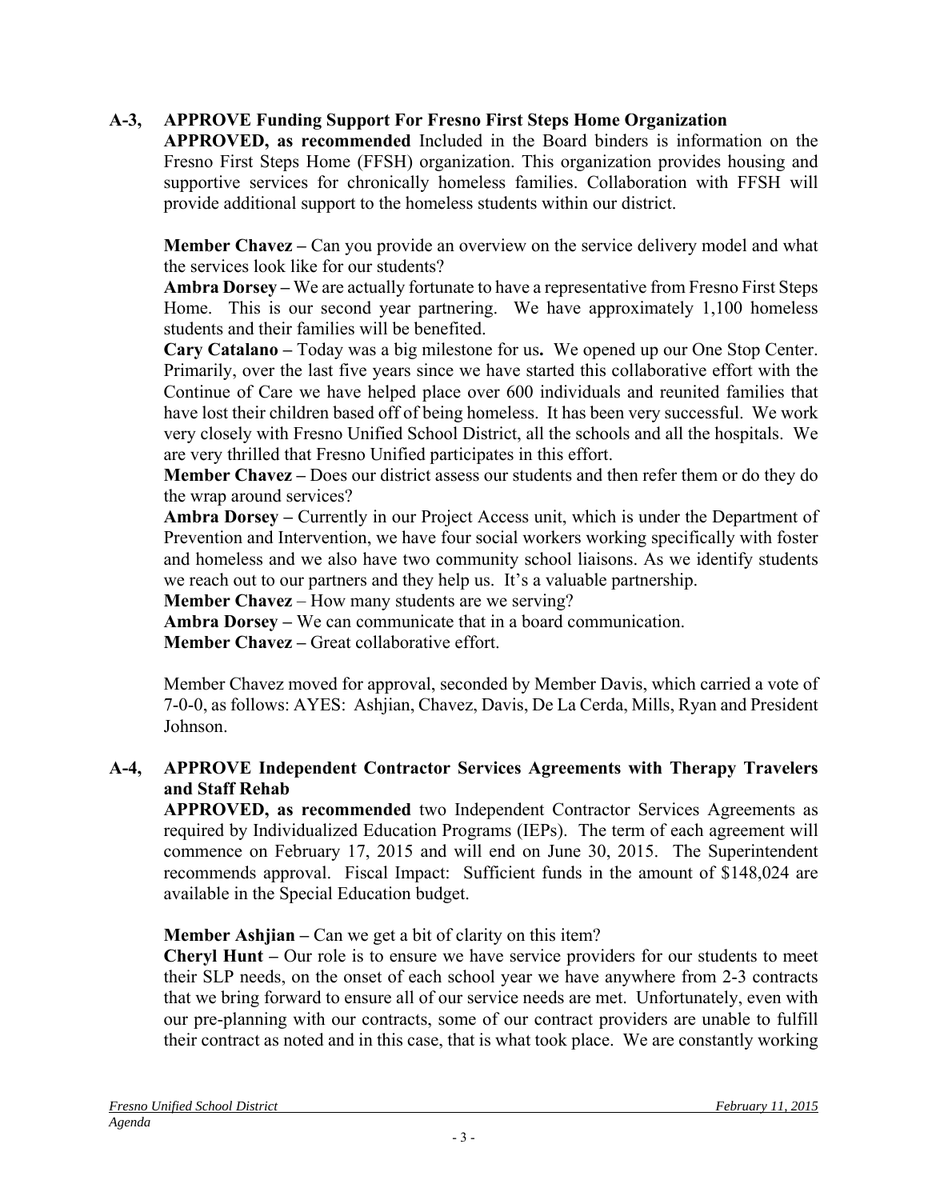**A-3, APPROVE Funding Support For Fresno First Steps Home Organization**

**APPROVED, as recommended** Included in the Board binders is information on the Fresno First Steps Home (FFSH) organization. This organization provides housing and supportive services for chronically homeless families. Collaboration with FFSH will provide additional support to the homeless students within our district.

**Member Chavez –** Can you provide an overview on the service delivery model and what the services look like for our students?

**Ambra Dorsey –** We are actually fortunate to have a representative from Fresno First Steps Home. This is our second year partnering. We have approximately 1,100 homeless students and their families will be benefited.

**Cary Catalano –** Today was a big milestone for us**.** We opened up our One Stop Center. Primarily, over the last five years since we have started this collaborative effort with the Continue of Care we have helped place over 600 individuals and reunited families that have lost their children based off of being homeless. It has been very successful. We work very closely with Fresno Unified School District, all the schools and all the hospitals. We are very thrilled that Fresno Unified participates in this effort.

**Member Chavez –** Does our district assess our students and then refer them or do they do the wrap around services?

**Ambra Dorsey –** Currently in our Project Access unit, which is under the Department of Prevention and Intervention, we have four social workers working specifically with foster and homeless and we also have two community school liaisons. As we identify students we reach out to our partners and they help us. It's a valuable partnership.

**Member Chavez** – How many students are we serving?

**Ambra Dorsey –** We can communicate that in a board communication.

**Member Chavez –** Great collaborative effort.

Member Chavez moved for approval, seconded by Member Davis, which carried a vote of 7-0-0, as follows: AYES: Ashjian, Chavez, Davis, De La Cerda, Mills, Ryan and President Johnson.

**A-4, APPROVE Independent Contractor Services Agreements with Therapy Travelers and Staff Rehab**

**APPROVED, as recommended** two Independent Contractor Services Agreements as required by Individualized Education Programs (IEPs). The term of each agreement will commence on February 17, 2015 and will end on June 30, 2015. The Superintendent recommends approval. Fiscal Impact: Sufficient funds in the amount of $148,024 are available in the Special Education budget.

**Member Ashjian –** Can we get a bit of clarity on this item?

**Cheryl Hunt –** Our role is to ensure we have service providers for our students to meet their SLP needs, on the onset of each school year we have anywhere from 2-3 contracts that we bring forward to ensure all of our service needs are met. Unfortunately, even with our pre-planning with our contracts, some of our contract providers are unable to fulfill their contract as noted and in this case, that is what took place. We are constantly working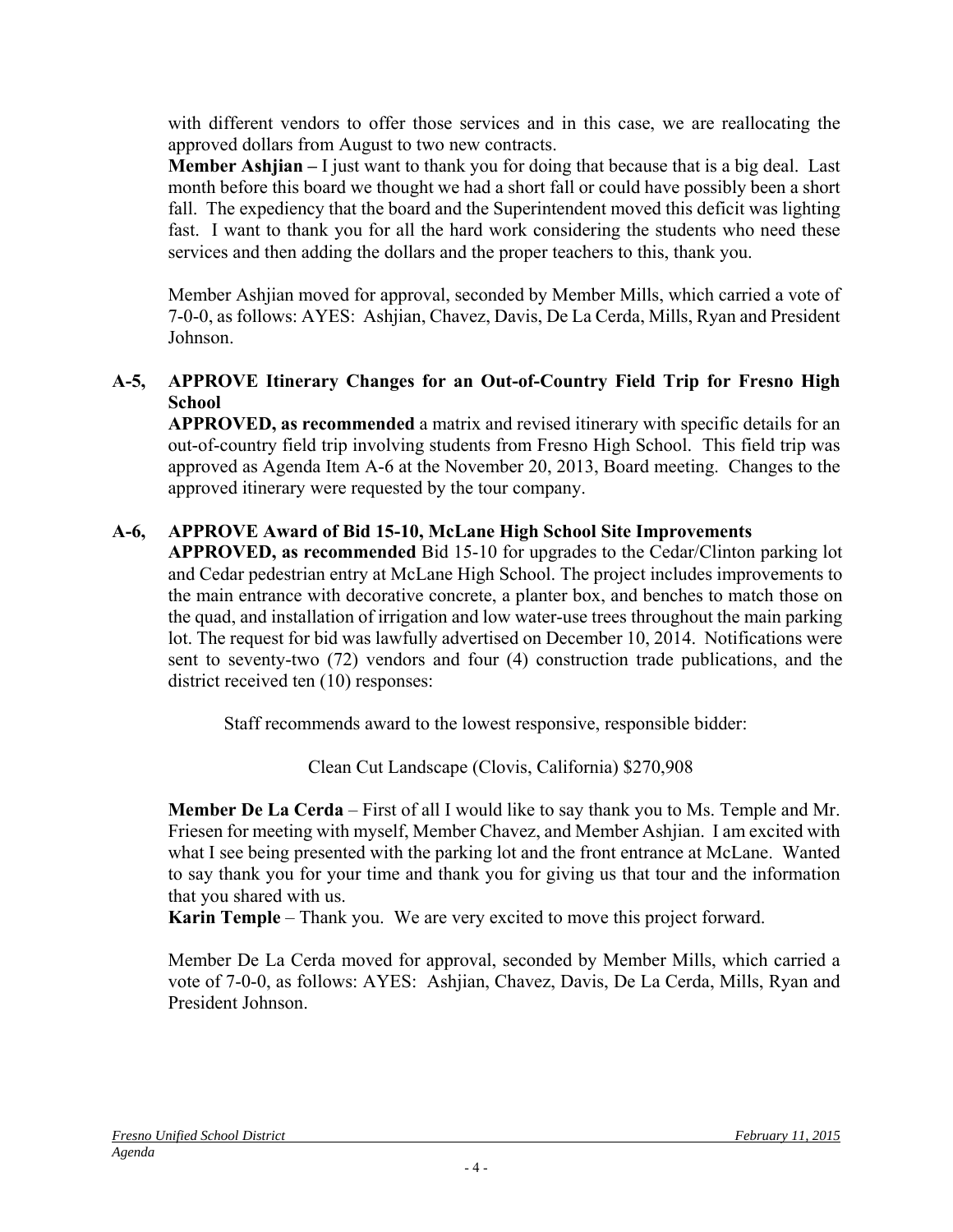with different vendors to offer those services and in this case, we are reallocating the approved dollars from August to two new contracts.

**Member Ashjian –** I just want to thank you for doing that because that is a big deal. Last month before this board we thought we had a short fall or could have possibly been a short fall. The expediency that the board and the Superintendent moved this deficit was lighting fast. I want to thank you for all the hard work considering the students who need these services and then adding the dollars and the proper teachers to this, thank you.

Member Ashjian moved for approval, seconded by Member Mills, which carried a vote of 7-0-0, as follows: AYES: Ashjian, Chavez, Davis, De La Cerda, Mills, Ryan and President Johnson.

**A-5, APPROVE Itinerary Changes for an Out-of-Country Field Trip for Fresno High School**

**APPROVED, as recommended** a matrix and revised itinerary with specific details for an out-of-country field trip involving students from Fresno High School. This field trip was approved as Agenda Item A-6 at the November 20, 2013, Board meeting. Changes to the approved itinerary were requested by the tour company.

**A-6, APPROVE Award of Bid 15-10, McLane High School Site Improvements**

**APPROVED, as recommended** Bid 15-10 for upgrades to the Cedar/Clinton parking lot and Cedar pedestrian entry at McLane High School. The project includes improvements to the main entrance with decorative concrete, a planter box, and benches to match those on the quad, and installation of irrigation and low water-use trees throughout the main parking lot. The request for bid was lawfully advertised on December 10, 2014. Notifications were sent to seventy-two (72) vendors and four (4) construction trade publications, and the district received ten (10) responses:

Staff recommends award to the lowest responsive, responsible bidder:

Clean Cut Landscape (Clovis, California) $270,908

**Member De La Cerda** – First of all I would like to say thank you to Ms. Temple and Mr. Friesen for meeting with myself, Member Chavez, and Member Ashjian. I am excited with what I see being presented with the parking lot and the front entrance at McLane. Wanted to say thank you for your time and thank you for giving us that tour and the information that you shared with us.

**Karin Temple** – Thank you. We are very excited to move this project forward.

Member De La Cerda moved for approval, seconded by Member Mills, which carried a vote of 7-0-0, as follows: AYES: Ashjian, Chavez, Davis, De La Cerda, Mills, Ryan and President Johnson.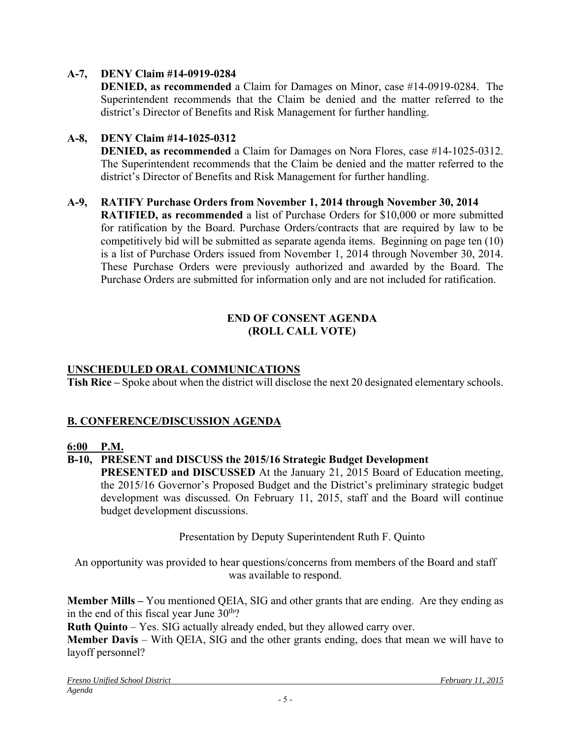**A-7, DENY Claim #14-0919-0284**

**DENIED, as recommended** a Claim for Damages on Minor, case #14-0919-0284. The Superintendent recommends that the Claim be denied and the matter referred to the district's Director of Benefits and Risk Management for further handling.

**A-8, DENY Claim #14-1025-0312**

**DENIED, as recommended** a Claim for Damages on Nora Flores, case #14-1025-0312. The Superintendent recommends that the Claim be denied and the matter referred to the district's Director of Benefits and Risk Management for further handling.

**A-9, RATIFY Purchase Orders from November 1, 2014 through November 30, 2014**

**RATIFIED, as recommended** a list of Purchase Orders for $10,000 or more submitted for ratification by the Board. Purchase Orders/contracts that are required by law to be competitively bid will be submitted as separate agenda items. Beginning on page ten (10) is a list of Purchase Orders issued from November 1, 2014 through November 30, 2014. These Purchase Orders were previously authorized and awarded by the Board. The Purchase Orders are submitted for information only and are not included for ratification.

**END OF CONSENT AGENDA**
**(ROLL CALL VOTE)**

## UNSCHEDULED ORAL COMMUNICATIONS

**Tish Rice –** Spoke about when the district will disclose the next 20 designated elementary schools.

## B. CONFERENCE/DISCUSSION AGENDA

**6:00 P.M.**

**B-10, PRESENT and DISCUSS the 2015/16 Strategic Budget Development**

**PRESENTED and DISCUSSED** At the January 21, 2015 Board of Education meeting, the 2015/16 Governor's Proposed Budget and the District's preliminary strategic budget development was discussed. On February 11, 2015, staff and the Board will continue budget development discussions.

Presentation by Deputy Superintendent Ruth F. Quinto

An opportunity was provided to hear questions/concerns from members of the Board and staff was available to respond.

**Member Mills –** You mentioned QEIA, SIG and other grants that are ending. Are they ending as in the end of this fiscal year June 30th?

**Ruth Quinto** – Yes. SIG actually already ended, but they allowed carry over.

**Member Davis** – With QEIA, SIG and the other grants ending, does that mean we will have to layoff personnel?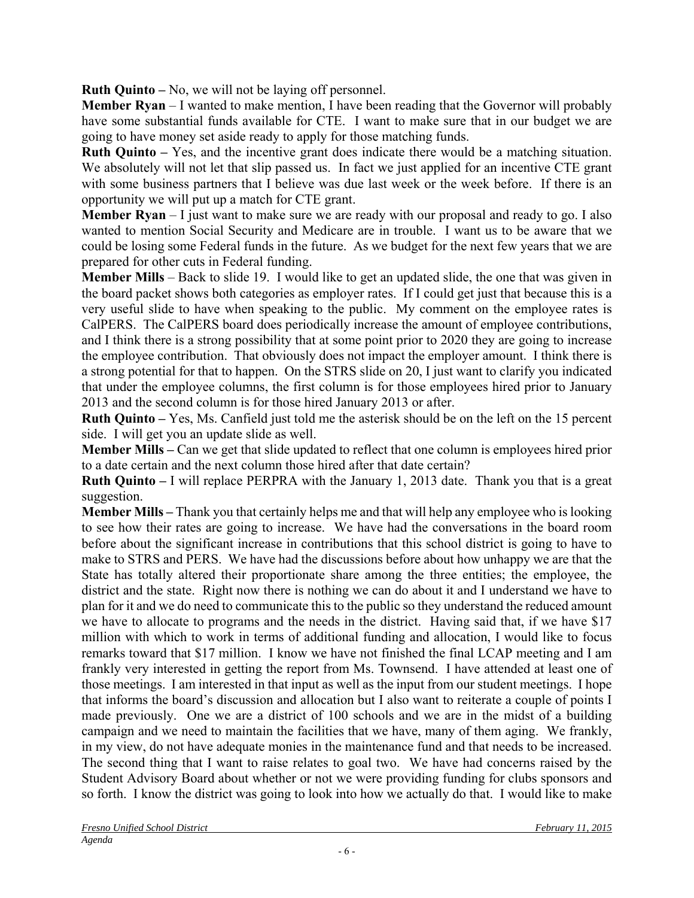**Ruth Quinto –** No, we will not be laying off personnel.

**Member Ryan** – I wanted to make mention, I have been reading that the Governor will probably have some substantial funds available for CTE. I want to make sure that in our budget we are going to have money set aside ready to apply for those matching funds.

**Ruth Quinto –** Yes, and the incentive grant does indicate there would be a matching situation. We absolutely will not let that slip passed us. In fact we just applied for an incentive CTE grant with some business partners that I believe was due last week or the week before. If there is an opportunity we will put up a match for CTE grant.

**Member Ryan** – I just want to make sure we are ready with our proposal and ready to go. I also wanted to mention Social Security and Medicare are in trouble. I want us to be aware that we could be losing some Federal funds in the future. As we budget for the next few years that we are prepared for other cuts in Federal funding.

**Member Mills** – Back to slide 19. I would like to get an updated slide, the one that was given in the board packet shows both categories as employer rates. If I could get just that because this is a very useful slide to have when speaking to the public. My comment on the employee rates is CalPERS. The CalPERS board does periodically increase the amount of employee contributions, and I think there is a strong possibility that at some point prior to 2020 they are going to increase the employee contribution. That obviously does not impact the employer amount. I think there is a strong potential for that to happen. On the STRS slide on 20, I just want to clarify you indicated that under the employee columns, the first column is for those employees hired prior to January 2013 and the second column is for those hired January 2013 or after.

**Ruth Quinto –** Yes, Ms. Canfield just told me the asterisk should be on the left on the 15 percent side. I will get you an update slide as well.

**Member Mills –** Can we get that slide updated to reflect that one column is employees hired prior to a date certain and the next column those hired after that date certain?

**Ruth Quinto –** I will replace PERPRA with the January 1, 2013 date. Thank you that is a great suggestion.

**Member Mills –** Thank you that certainly helps me and that will help any employee who is looking to see how their rates are going to increase. We have had the conversations in the board room before about the significant increase in contributions that this school district is going to have to make to STRS and PERS. We have had the discussions before about how unhappy we are that the State has totally altered their proportionate share among the three entities; the employee, the district and the state. Right now there is nothing we can do about it and I understand we have to plan for it and we do need to communicate this to the public so they understand the reduced amount we have to allocate to programs and the needs in the district. Having said that, if we have $17 million with which to work in terms of additional funding and allocation, I would like to focus remarks toward that $17 million. I know we have not finished the final LCAP meeting and I am frankly very interested in getting the report from Ms. Townsend. I have attended at least one of those meetings. I am interested in that input as well as the input from our student meetings. I hope that informs the board's discussion and allocation but I also want to reiterate a couple of points I made previously. One we are a district of 100 schools and we are in the midst of a building campaign and we need to maintain the facilities that we have, many of them aging. We frankly, in my view, do not have adequate monies in the maintenance fund and that needs to be increased. The second thing that I want to raise relates to goal two. We have had concerns raised by the Student Advisory Board about whether or not we were providing funding for clubs sponsors and so forth. I know the district was going to look into how we actually do that. I would like to make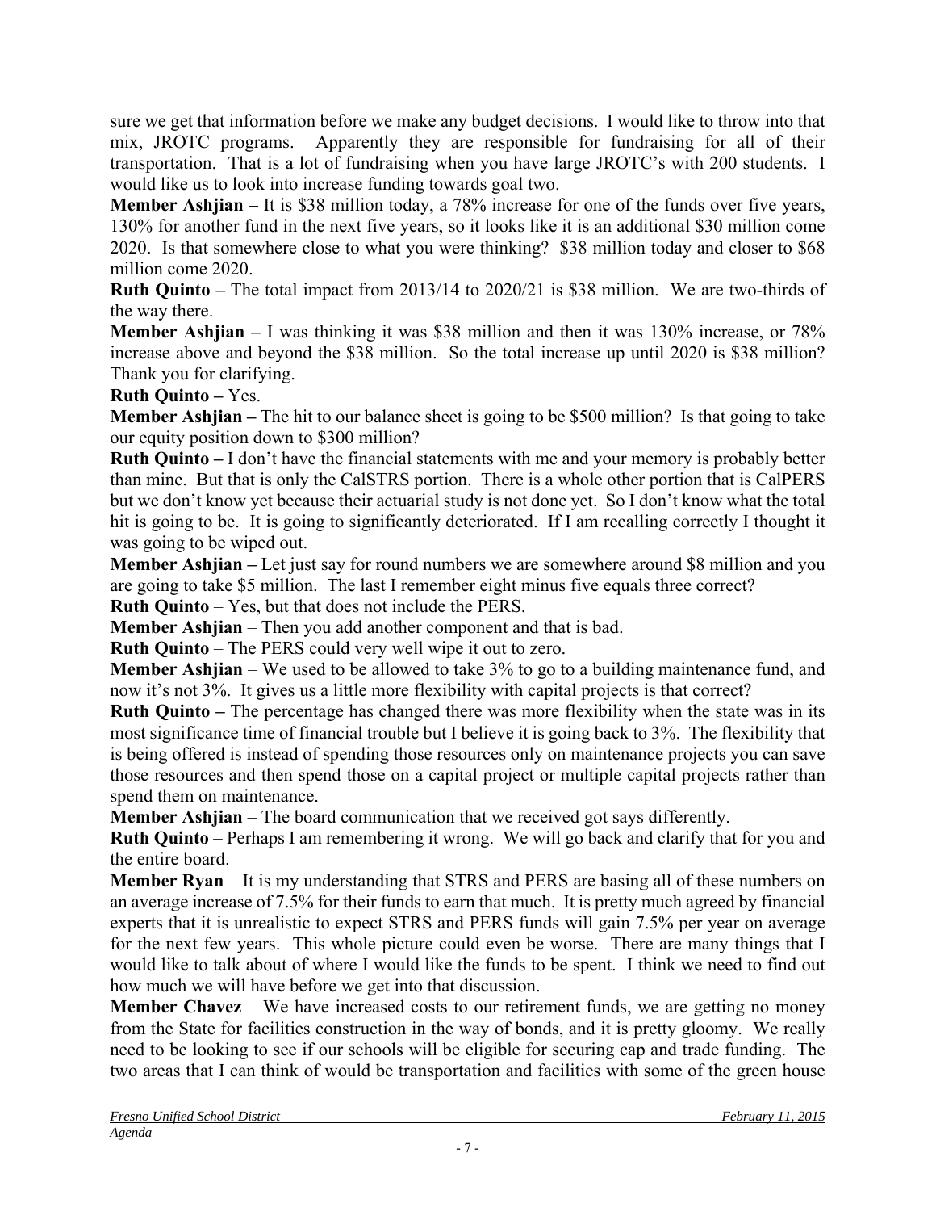sure we get that information before we make any budget decisions. I would like to throw into that mix, JROTC programs. Apparently they are responsible for fundraising for all of their transportation. That is a lot of fundraising when you have large JROTC's with 200 students. I would like us to look into increase funding towards goal two.

**Member Ashjian –** It is $38 million today, a 78% increase for one of the funds over five years, 130% for another fund in the next five years, so it looks like it is an additional $30 million come 2020. Is that somewhere close to what you were thinking? $38 million today and closer to $68 million come 2020.

**Ruth Quinto –** The total impact from 2013/14 to 2020/21 is $38 million. We are two-thirds of the way there.

**Member Ashjian –** I was thinking it was $38 million and then it was 130% increase, or 78% increase above and beyond the $38 million. So the total increase up until 2020 is $38 million? Thank you for clarifying.

**Ruth Quinto –** Yes.

**Member Ashjian –** The hit to our balance sheet is going to be $500 million? Is that going to take our equity position down to $300 million?

**Ruth Quinto –** I don't have the financial statements with me and your memory is probably better than mine. But that is only the CalSTRS portion. There is a whole other portion that is CalPERS but we don't know yet because their actuarial study is not done yet. So I don't know what the total hit is going to be. It is going to significantly deteriorated. If I am recalling correctly I thought it was going to be wiped out.

**Member Ashjian –** Let just say for round numbers we are somewhere around $8 million and you are going to take $5 million. The last I remember eight minus five equals three correct?

**Ruth Quinto** – Yes, but that does not include the PERS.

**Member Ashjian** – Then you add another component and that is bad.

**Ruth Quinto** – The PERS could very well wipe it out to zero.

**Member Ashjian** – We used to be allowed to take 3% to go to a building maintenance fund, and now it's not 3%. It gives us a little more flexibility with capital projects is that correct?

**Ruth Quinto –** The percentage has changed there was more flexibility when the state was in its most significance time of financial trouble but I believe it is going back to 3%. The flexibility that is being offered is instead of spending those resources only on maintenance projects you can save those resources and then spend those on a capital project or multiple capital projects rather than spend them on maintenance.

**Member Ashjian** – The board communication that we received got says differently.

**Ruth Quinto** – Perhaps I am remembering it wrong. We will go back and clarify that for you and the entire board.

**Member Ryan** – It is my understanding that STRS and PERS are basing all of these numbers on an average increase of 7.5% for their funds to earn that much. It is pretty much agreed by financial experts that it is unrealistic to expect STRS and PERS funds will gain 7.5% per year on average for the next few years. This whole picture could even be worse. There are many things that I would like to talk about of where I would like the funds to be spent. I think we need to find out how much we will have before we get into that discussion.

**Member Chavez** – We have increased costs to our retirement funds, we are getting no money from the State for facilities construction in the way of bonds, and it is pretty gloomy. We really need to be looking to see if our schools will be eligible for securing cap and trade funding. The two areas that I can think of would be transportation and facilities with some of the green house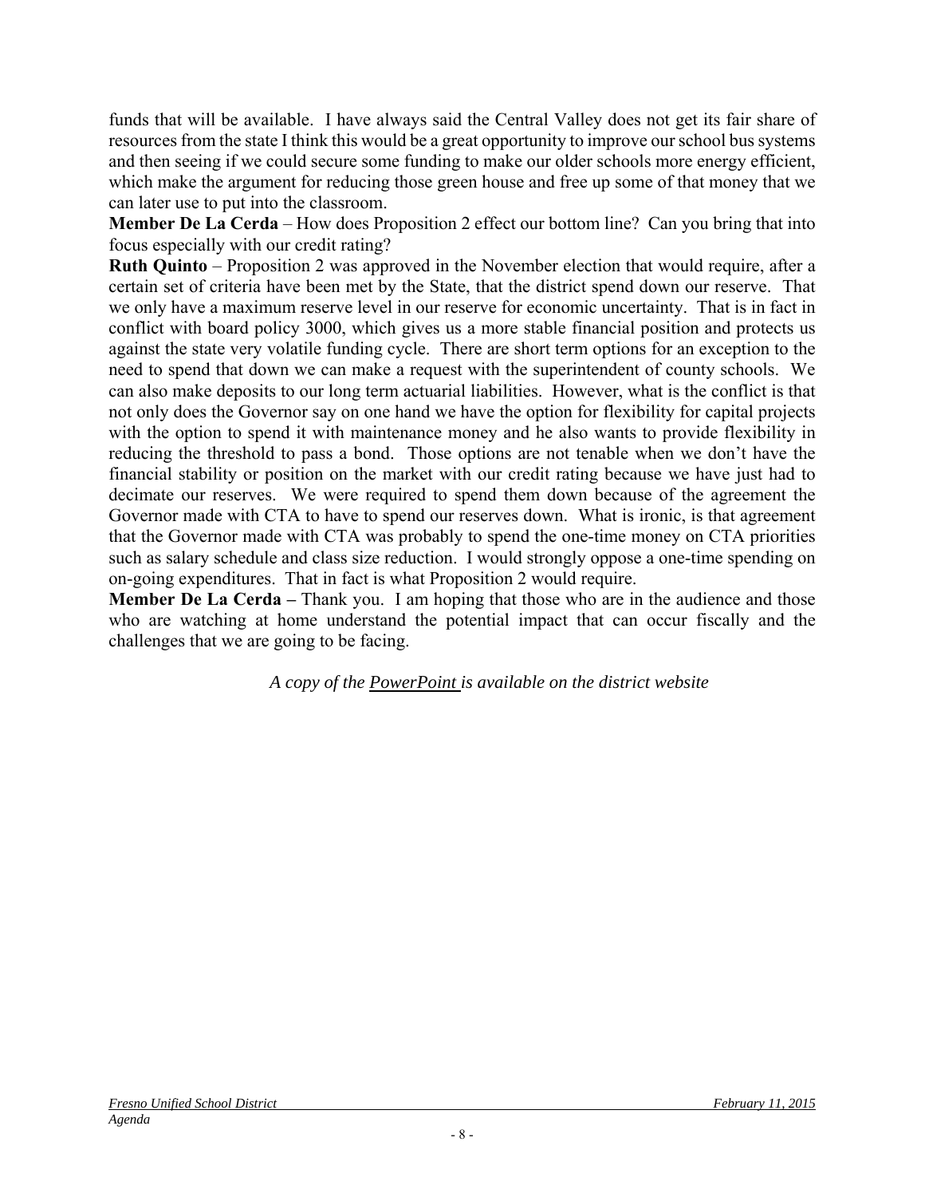funds that will be available. I have always said the Central Valley does not get its fair share of resources from the state I think this would be a great opportunity to improve our school bus systems and then seeing if we could secure some funding to make our older schools more energy efficient, which make the argument for reducing those green house and free up some of that money that we can later use to put into the classroom.

**Member De La Cerda** – How does Proposition 2 effect our bottom line? Can you bring that into focus especially with our credit rating?

**Ruth Quinto** – Proposition 2 was approved in the November election that would require, after a certain set of criteria have been met by the State, that the district spend down our reserve. That we only have a maximum reserve level in our reserve for economic uncertainty. That is in fact in conflict with board policy 3000, which gives us a more stable financial position and protects us against the state very volatile funding cycle. There are short term options for an exception to the need to spend that down we can make a request with the superintendent of county schools. We can also make deposits to our long term actuarial liabilities. However, what is the conflict is that not only does the Governor say on one hand we have the option for flexibility for capital projects with the option to spend it with maintenance money and he also wants to provide flexibility in reducing the threshold to pass a bond. Those options are not tenable when we don't have the financial stability or position on the market with our credit rating because we have just had to decimate our reserves. We were required to spend them down because of the agreement the Governor made with CTA to have to spend our reserves down. What is ironic, is that agreement that the Governor made with CTA was probably to spend the one-time money on CTA priorities such as salary schedule and class size reduction. I would strongly oppose a one-time spending on on-going expenditures. That in fact is what Proposition 2 would require.

**Member De La Cerda –** Thank you. I am hoping that those who are in the audience and those who are watching at home understand the potential impact that can occur fiscally and the challenges that we are going to be facing.

*A copy of the PowerPoint is available on the district website*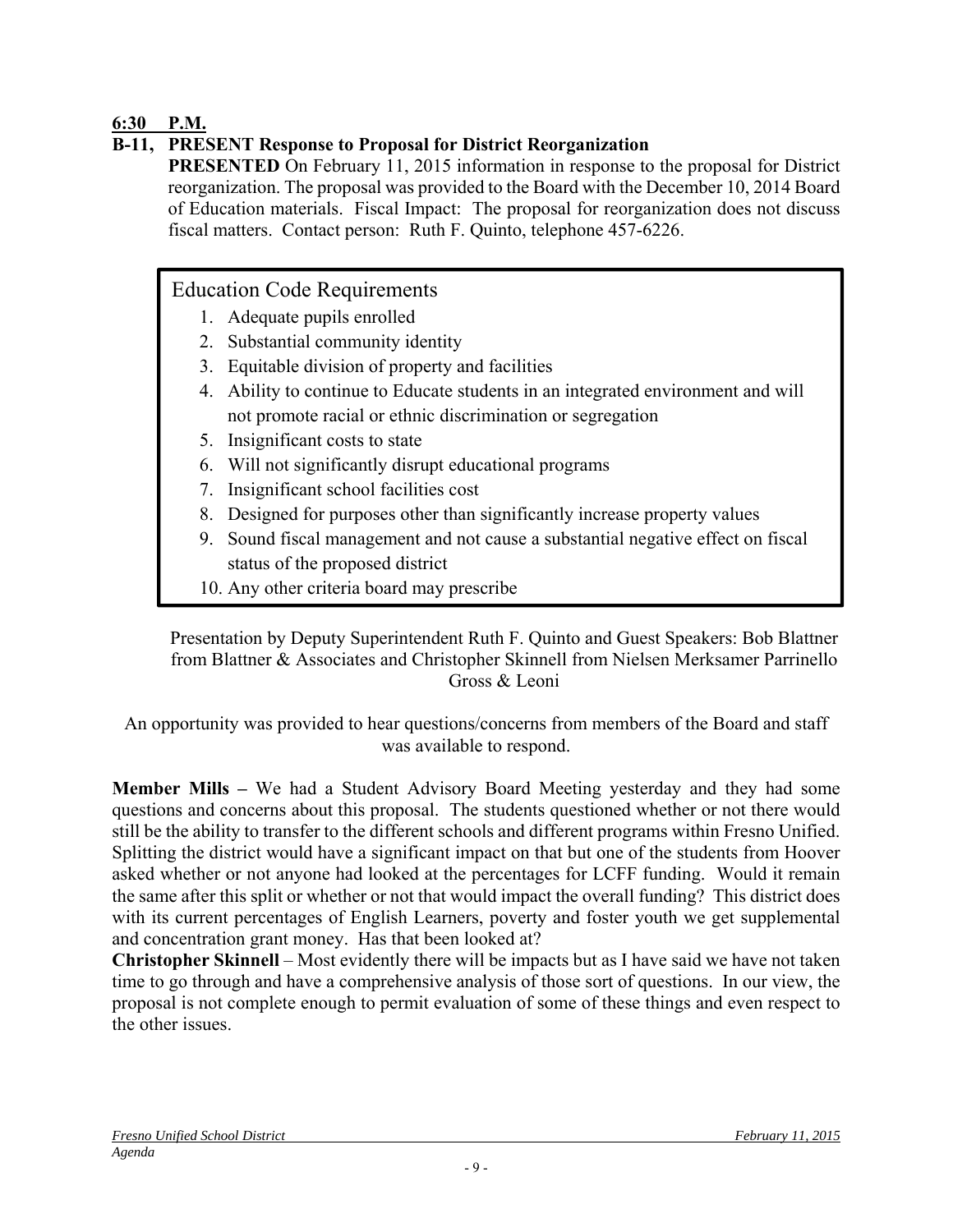**6:30 P.M.**

**B-11, PRESENT Response to Proposal for District Reorganization**

**PRESENTED** On February 11, 2015 information in response to the proposal for District reorganization. The proposal was provided to the Board with the December 10, 2014 Board of Education materials. Fiscal Impact: The proposal for reorganization does not discuss fiscal matters. Contact person: Ruth F. Quinto, telephone 457-6226.

Education Code Requirements

1. Adequate pupils enrolled
2. Substantial community identity
3. Equitable division of property and facilities
4. Ability to continue to Educate students in an integrated environment and will not promote racial or ethnic discrimination or segregation
5. Insignificant costs to state
6. Will not significantly disrupt educational programs
7. Insignificant school facilities cost
8. Designed for purposes other than significantly increase property values
9. Sound fiscal management and not cause a substantial negative effect on fiscal status of the proposed district
10. Any other criteria board may prescribe

Presentation by Deputy Superintendent Ruth F. Quinto and Guest Speakers: Bob Blattner from Blattner & Associates and Christopher Skinnell from Nielsen Merksamer Parrinello Gross & Leoni

An opportunity was provided to hear questions/concerns from members of the Board and staff was available to respond.

**Member Mills –** We had a Student Advisory Board Meeting yesterday and they had some questions and concerns about this proposal. The students questioned whether or not there would still be the ability to transfer to the different schools and different programs within Fresno Unified. Splitting the district would have a significant impact on that but one of the students from Hoover asked whether or not anyone had looked at the percentages for LCFF funding. Would it remain the same after this split or whether or not that would impact the overall funding? This district does with its current percentages of English Learners, poverty and foster youth we get supplemental and concentration grant money. Has that been looked at?

**Christopher Skinnell** – Most evidently there will be impacts but as I have said we have not taken time to go through and have a comprehensive analysis of those sort of questions. In our view, the proposal is not complete enough to permit evaluation of some of these things and even respect to the other issues.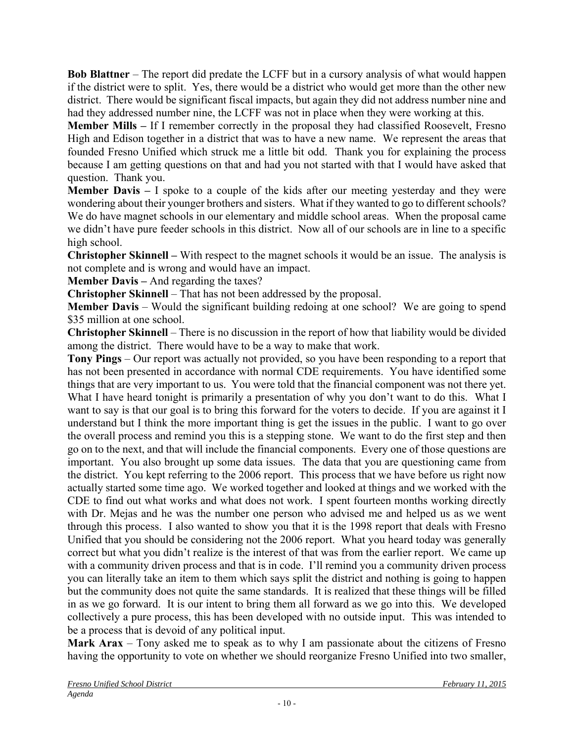**Bob Blattner** – The report did predate the LCFF but in a cursory analysis of what would happen if the district were to split. Yes, there would be a district who would get more than the other new district. There would be significant fiscal impacts, but again they did not address number nine and had they addressed number nine, the LCFF was not in place when they were working at this.

**Member Mills –** If I remember correctly in the proposal they had classified Roosevelt, Fresno High and Edison together in a district that was to have a new name. We represent the areas that founded Fresno Unified which struck me a little bit odd. Thank you for explaining the process because I am getting questions on that and had you not started with that I would have asked that question. Thank you.

**Member Davis –** I spoke to a couple of the kids after our meeting yesterday and they were wondering about their younger brothers and sisters. What if they wanted to go to different schools? We do have magnet schools in our elementary and middle school areas. When the proposal came we didn't have pure feeder schools in this district. Now all of our schools are in line to a specific high school.

**Christopher Skinnell –** With respect to the magnet schools it would be an issue. The analysis is not complete and is wrong and would have an impact.

**Member Davis –** And regarding the taxes?

**Christopher Skinnell** – That has not been addressed by the proposal.

**Member Davis** – Would the significant building redoing at one school? We are going to spend $35 million at one school.

**Christopher Skinnell** – There is no discussion in the report of how that liability would be divided among the district. There would have to be a way to make that work.

**Tony Pings** – Our report was actually not provided, so you have been responding to a report that has not been presented in accordance with normal CDE requirements. You have identified some things that are very important to us. You were told that the financial component was not there yet. What I have heard tonight is primarily a presentation of why you don't want to do this. What I want to say is that our goal is to bring this forward for the voters to decide. If you are against it I understand but I think the more important thing is get the issues in the public. I want to go over the overall process and remind you this is a stepping stone. We want to do the first step and then go on to the next, and that will include the financial components. Every one of those questions are important. You also brought up some data issues. The data that you are questioning came from the district. You kept referring to the 2006 report. This process that we have before us right now actually started some time ago. We worked together and looked at things and we worked with the CDE to find out what works and what does not work. I spent fourteen months working directly with Dr. Mejas and he was the number one person who advised me and helped us as we went through this process. I also wanted to show you that it is the 1998 report that deals with Fresno Unified that you should be considering not the 2006 report. What you heard today was generally correct but what you didn't realize is the interest of that was from the earlier report. We came up with a community driven process and that is in code. I'll remind you a community driven process you can literally take an item to them which says split the district and nothing is going to happen but the community does not quite the same standards. It is realized that these things will be filled in as we go forward. It is our intent to bring them all forward as we go into this. We developed collectively a pure process, this has been developed with no outside input. This was intended to be a process that is devoid of any political input.

**Mark Arax** – Tony asked me to speak as to why I am passionate about the citizens of Fresno having the opportunity to vote on whether we should reorganize Fresno Unified into two smaller,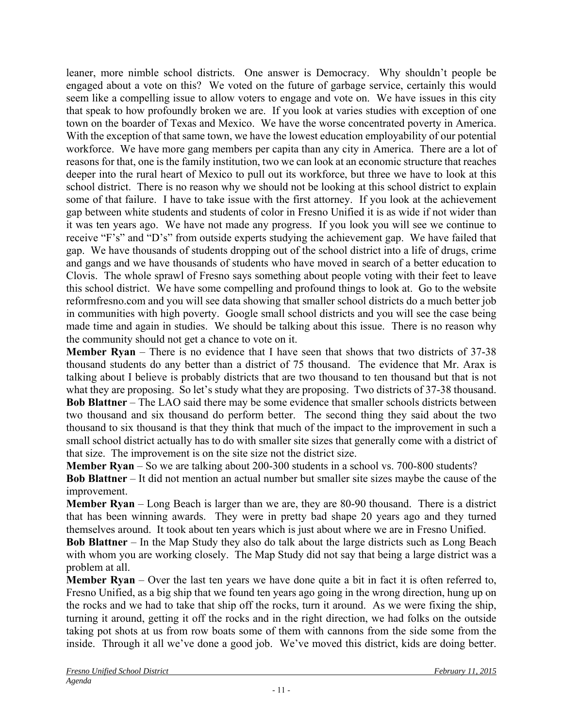leaner, more nimble school districts. One answer is Democracy. Why shouldn't people be engaged about a vote on this? We voted on the future of garbage service, certainly this would seem like a compelling issue to allow voters to engage and vote on. We have issues in this city that speak to how profoundly broken we are. If you look at varies studies with exception of one town on the boarder of Texas and Mexico. We have the worse concentrated poverty in America. With the exception of that same town, we have the lowest education employability of our potential workforce. We have more gang members per capita than any city in America. There are a lot of reasons for that, one is the family institution, two we can look at an economic structure that reaches deeper into the rural heart of Mexico to pull out its workforce, but three we have to look at this school district. There is no reason why we should not be looking at this school district to explain some of that failure. I have to take issue with the first attorney. If you look at the achievement gap between white students and students of color in Fresno Unified it is as wide if not wider than it was ten years ago. We have not made any progress. If you look you will see we continue to receive "F's" and "D's" from outside experts studying the achievement gap. We have failed that gap. We have thousands of students dropping out of the school district into a life of drugs, crime and gangs and we have thousands of students who have moved in search of a better education to Clovis. The whole sprawl of Fresno says something about people voting with their feet to leave this school district. We have some compelling and profound things to look at. Go to the website reformfresno.com and you will see data showing that smaller school districts do a much better job in communities with high poverty. Google small school districts and you will see the case being made time and again in studies. We should be talking about this issue. There is no reason why the community should not get a chance to vote on it.

**Member Ryan** – There is no evidence that I have seen that shows that two districts of 37-38 thousand students do any better than a district of 75 thousand. The evidence that Mr. Arax is talking about I believe is probably districts that are two thousand to ten thousand but that is not what they are proposing. So let's study what they are proposing. Two districts of 37-38 thousand.

**Bob Blattner** – The LAO said there may be some evidence that smaller schools districts between two thousand and six thousand do perform better. The second thing they said about the two thousand to six thousand is that they think that much of the impact to the improvement in such a small school district actually has to do with smaller site sizes that generally come with a district of that size. The improvement is on the site size not the district size.

**Member Ryan** – So we are talking about 200-300 students in a school vs. 700-800 students?

**Bob Blattner** – It did not mention an actual number but smaller site sizes maybe the cause of the improvement.

**Member Ryan** – Long Beach is larger than we are, they are 80-90 thousand. There is a district that has been winning awards. They were in pretty bad shape 20 years ago and they turned themselves around. It took about ten years which is just about where we are in Fresno Unified.

**Bob Blattner** – In the Map Study they also do talk about the large districts such as Long Beach with whom you are working closely. The Map Study did not say that being a large district was a problem at all.

**Member Ryan** – Over the last ten years we have done quite a bit in fact it is often referred to, Fresno Unified, as a big ship that we found ten years ago going in the wrong direction, hung up on the rocks and we had to take that ship off the rocks, turn it around. As we were fixing the ship, turning it around, getting it off the rocks and in the right direction, we had folks on the outside taking pot shots at us from row boats some of them with cannons from the side some from the inside. Through it all we've done a good job. We've moved this district, kids are doing better.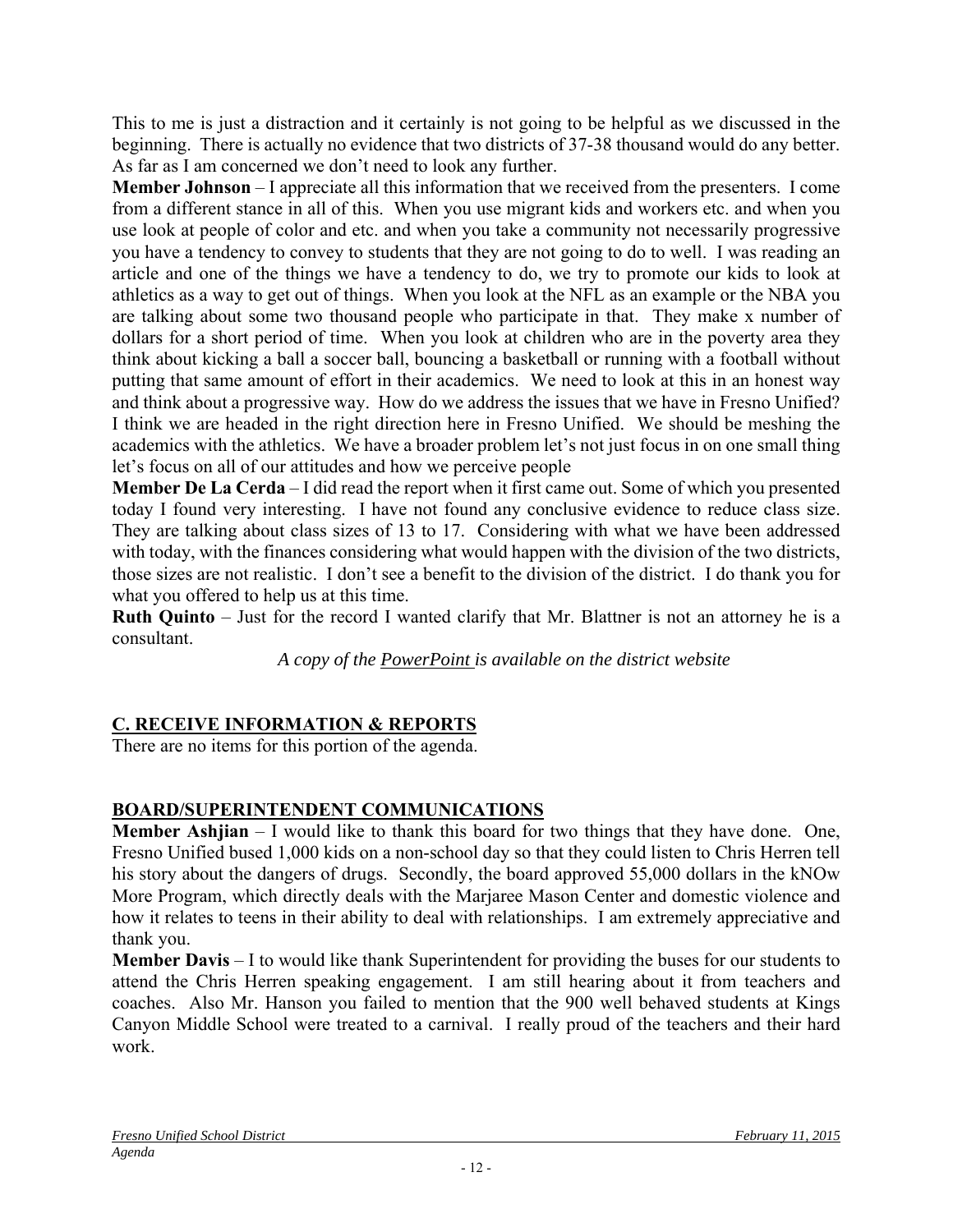This to me is just a distraction and it certainly is not going to be helpful as we discussed in the beginning. There is actually no evidence that two districts of 37-38 thousand would do any better. As far as I am concerned we don't need to look any further.

**Member Johnson** – I appreciate all this information that we received from the presenters. I come from a different stance in all of this. When you use migrant kids and workers etc. and when you use look at people of color and etc. and when you take a community not necessarily progressive you have a tendency to convey to students that they are not going to do to well. I was reading an article and one of the things we have a tendency to do, we try to promote our kids to look at athletics as a way to get out of things. When you look at the NFL as an example or the NBA you are talking about some two thousand people who participate in that. They make x number of dollars for a short period of time. When you look at children who are in the poverty area they think about kicking a ball a soccer ball, bouncing a basketball or running with a football without putting that same amount of effort in their academics. We need to look at this in an honest way and think about a progressive way. How do we address the issues that we have in Fresno Unified? I think we are headed in the right direction here in Fresno Unified. We should be meshing the academics with the athletics. We have a broader problem let's not just focus in on one small thing let's focus on all of our attitudes and how we perceive people

**Member De La Cerda** – I did read the report when it first came out. Some of which you presented today I found very interesting. I have not found any conclusive evidence to reduce class size. They are talking about class sizes of 13 to 17. Considering with what we have been addressed with today, with the finances considering what would happen with the division of the two districts, those sizes are not realistic. I don't see a benefit to the division of the district. I do thank you for what you offered to help us at this time.

**Ruth Quinto** – Just for the record I wanted clarify that Mr. Blattner is not an attorney he is a consultant.

*A copy of the PowerPoint is available on the district website*

## C. RECEIVE INFORMATION & REPORTS

There are no items for this portion of the agenda.

## BOARD/SUPERINTENDENT COMMUNICATIONS

**Member Ashjian** – I would like to thank this board for two things that they have done. One, Fresno Unified bused 1,000 kids on a non-school day so that they could listen to Chris Herren tell his story about the dangers of drugs. Secondly, the board approved 55,000 dollars in the kNOw More Program, which directly deals with the Marjaree Mason Center and domestic violence and how it relates to teens in their ability to deal with relationships. I am extremely appreciative and thank you.

**Member Davis** – I to would like thank Superintendent for providing the buses for our students to attend the Chris Herren speaking engagement. I am still hearing about it from teachers and coaches. Also Mr. Hanson you failed to mention that the 900 well behaved students at Kings Canyon Middle School were treated to a carnival. I really proud of the teachers and their hard work.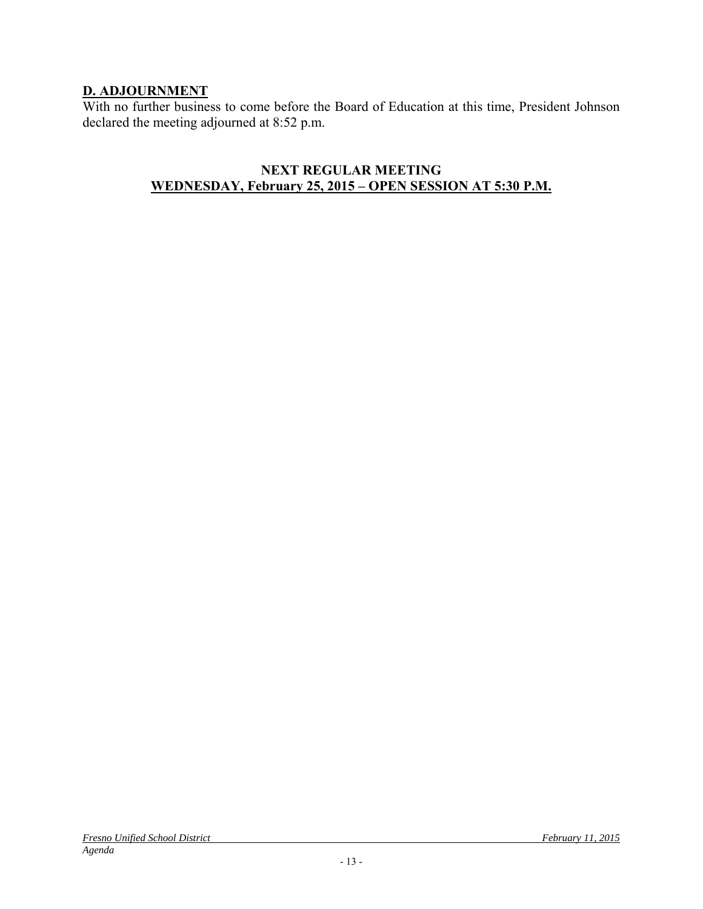## **D. ADJOURNMENT**

With no further business to come before the Board of Education at this time, President Johnson declared the meeting adjourned at 8:52 p.m.

**NEXT REGULAR MEETING**
**WEDNESDAY, February 25, 2015 – OPEN SESSION AT 5:30 P.M.**